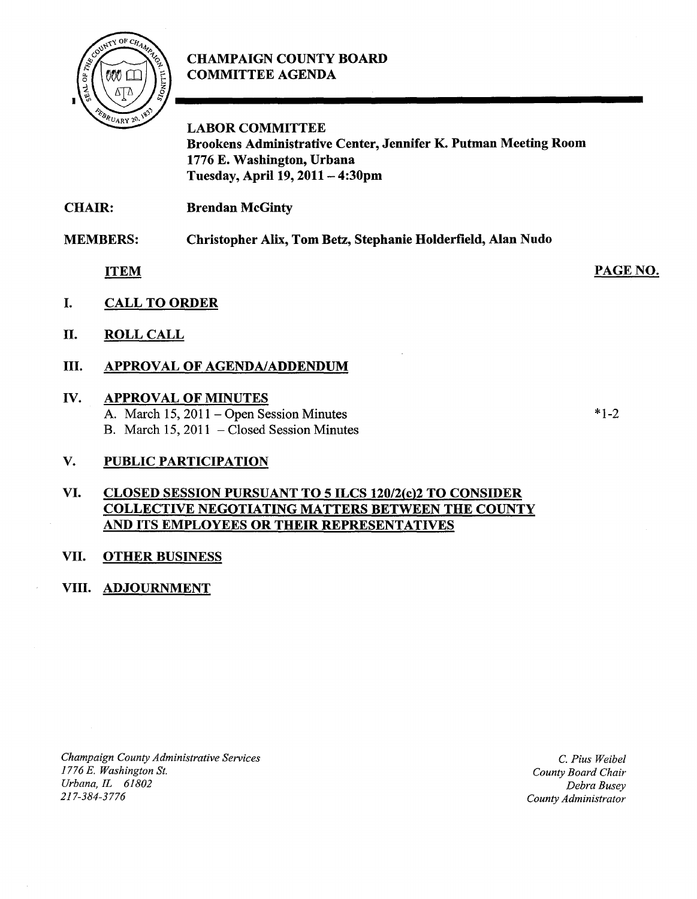# CHAMPAIGN COUNTY BOARD COMMITTEE AGENDA

**LABOR COMMITTEE**
**Brookens Administrative Center, Jennifer K. Putman Meeting Room**
**1776 E. Washington, Urbana**
**Tuesday, April 19, 2011 – 4:30pm**

**CHAIR:** **Brendan McGinty**

**MEMBERS:** **Christopher Alix, Tom Betz, Stephanie Holderfield, Alan Nudo**

| ITEM | PAGE NO. |
|---|---|
| **I. CALL TO ORDER** | |
| **II. ROLL CALL** | |
| **III. APPROVAL OF AGENDA/ADDENDUM** | |
| **IV. APPROVAL OF MINUTES** | |
| A. March 15, 2011 – Open Session Minutes | *1-2 |
| B. March 15, 2011 – Closed Session Minutes | |
| **V. PUBLIC PARTICIPATION** | |
| **VI. CLOSED SESSION PURSUANT TO 5 ILCS 120/2(c)2 TO CONSIDER COLLECTIVE NEGOTIATING MATTERS BETWEEN THE COUNTY AND ITS EMPLOYEES OR THEIR REPRESENTATIVES** | |
| **VII. OTHER BUSINESS** | |
| **VIII. ADJOURNMENT** | |

*Champaign County Administrative Services*
*1776 E. Washington St.*
*Urbana, IL 61802*
*217-384-3776*

*C. Pius Weibel*
*County Board Chair*
*Debra Busey*
*County Administrator*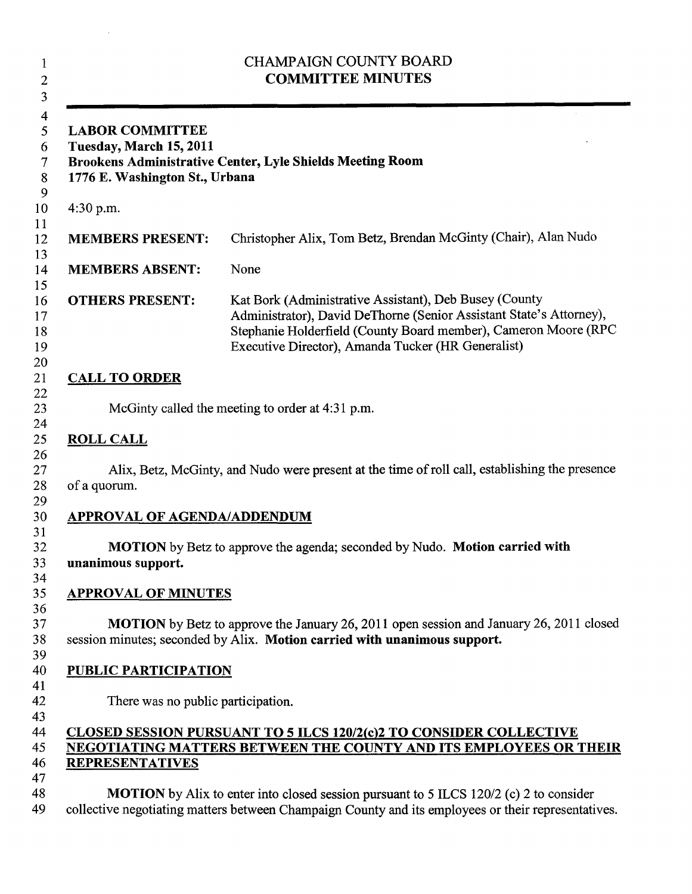CHAMPAIGN COUNTY BOARD
**COMMITTEE MINUTES**

---

**LABOR COMMITTEE**
**Tuesday, March 15, 2011**
**Brookens Administrative Center, Lyle Shields Meeting Room**
**1776 E. Washington St., Urbana**

4:30 p.m.

| | |
|---|---|
| **MEMBERS PRESENT:** | Christopher Alix, Tom Betz, Brendan McGinty (Chair), Alan Nudo |
| **MEMBERS ABSENT:** | None |
| **OTHERS PRESENT:** | Kat Bork (Administrative Assistant), Deb Busey (County Administrator), David DeThorne (Senior Assistant State's Attorney), Stephanie Holderfield (County Board member), Cameron Moore (RPC Executive Director), Amanda Tucker (HR Generalist) |

## CALL TO ORDER

McGinty called the meeting to order at 4:31 p.m.

## ROLL CALL

Alix, Betz, McGinty, and Nudo were present at the time of roll call, establishing the presence of a quorum.

## APPROVAL OF AGENDA/ADDENDUM

**MOTION** by Betz to approve the agenda; seconded by Nudo. **Motion carried with unanimous support.**

## APPROVAL OF MINUTES

**MOTION** by Betz to approve the January 26, 2011 open session and January 26, 2011 closed session minutes; seconded by Alix. **Motion carried with unanimous support.**

## PUBLIC PARTICIPATION

There was no public participation.

## CLOSED SESSION PURSUANT TO 5 ILCS 120/2(c)2 TO CONSIDER COLLECTIVE NEGOTIATING MATTERS BETWEEN THE COUNTY AND ITS EMPLOYEES OR THEIR REPRESENTATIVES

**MOTION** by Alix to enter into closed session pursuant to 5 ILCS 120/2 (c) 2 to consider collective negotiating matters between Champaign County and its employees or their representatives.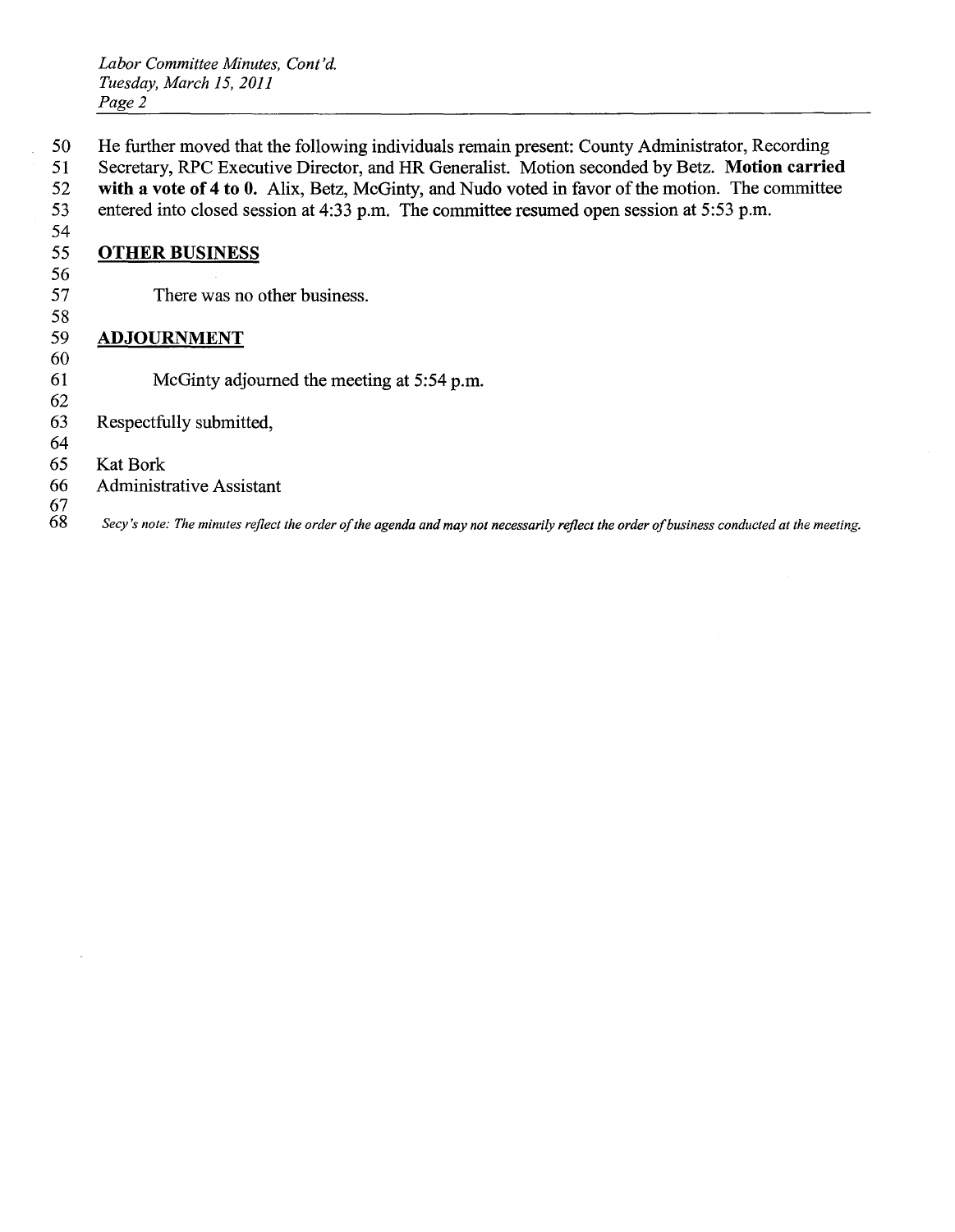He further moved that the following individuals remain present: County Administrator, Recording Secretary, RPC Executive Director, and HR Generalist. Motion seconded by Betz. **Motion carried with a vote of 4 to 0.** Alix, Betz, McGinty, and Nudo voted in favor of the motion. The committee entered into closed session at 4:33 p.m. The committee resumed open session at 5:53 p.m.

## OTHER BUSINESS

There was no other business.

## ADJOURNMENT

McGinty adjourned the meeting at 5:54 p.m.

Respectfully submitted,

Kat Bork
Administrative Assistant

*Secy's note: The minutes reflect the order of the agenda and may not necessarily reflect the order of business conducted at the meeting.*